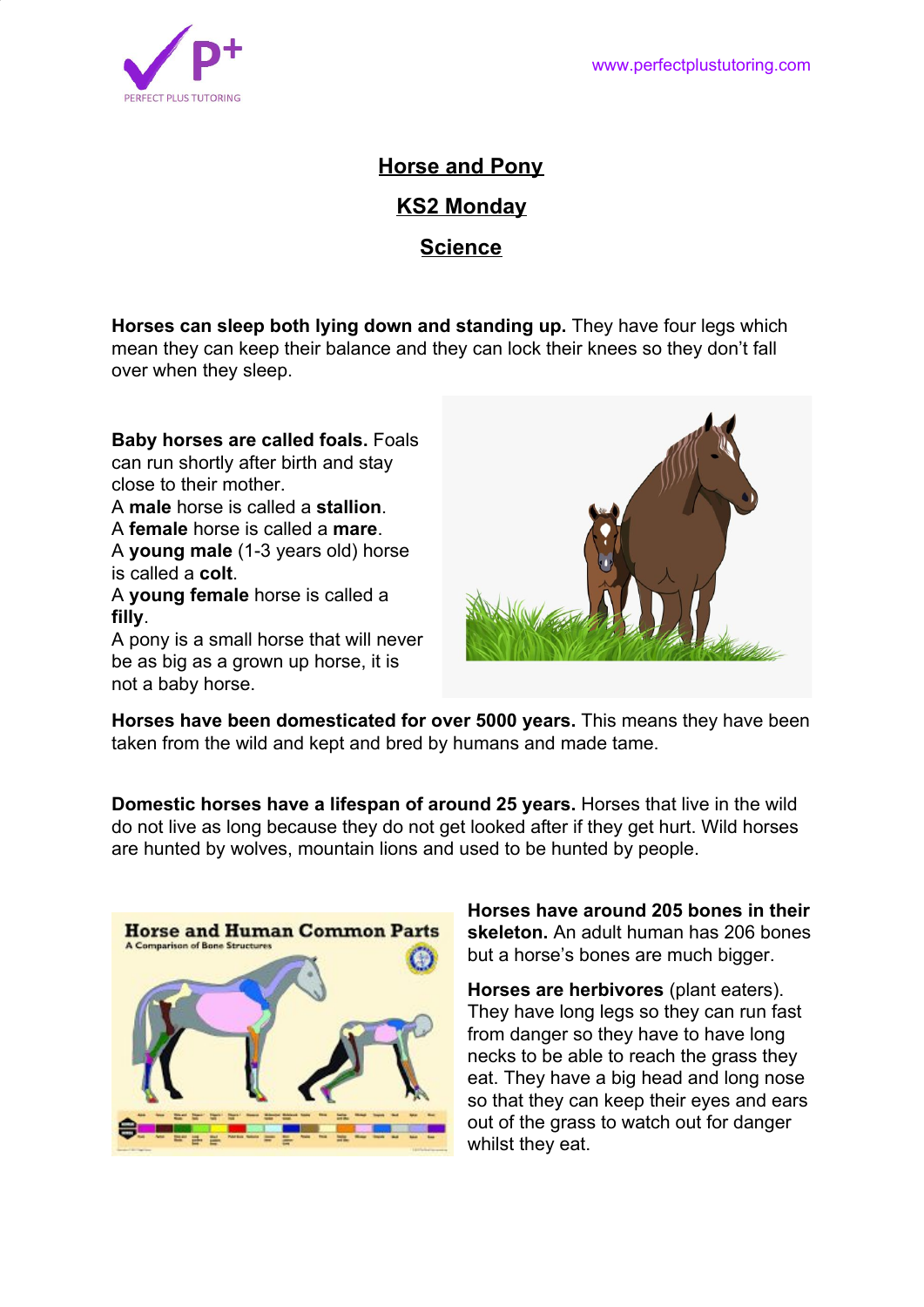# Horse and Pony

## KS2 Monday

## Science

**Horses can sleep both lying down and standing up.** They have four legs which mean they can keep their balance and they can lock their knees so they don't fall over when they sleep.

**Baby horses are called foals.** Foals can run shortly after birth and stay close to their mother.
A **male** horse is called a **stallion**.
A **female** horse is called a **mare**.
A **young male** (1-3 years old) horse is called a **colt**.
A **young female** horse is called a **filly**.
A pony is a small horse that will never be as big as a grown up horse, it is not a baby horse.

**Horses have been domesticated for over 5000 years.** This means they have been taken from the wild and kept and bred by humans and made tame.

**Domestic horses have a lifespan of around 25 years.** Horses that live in the wild do not live as long because they do not get looked after if they get hurt. Wild horses are hunted by wolves, mountain lions and used to be hunted by people.

**Horses have around 205 bones in their skeleton.** An adult human has 206 bones but a horse's bones are much bigger.

**Horses are herbivores** (plant eaters). They have long legs so they can run fast from danger so they have to have long necks to be able to reach the grass they eat. They have a big head and long nose so that they can keep their eyes and ears out of the grass to watch out for danger whilst they eat.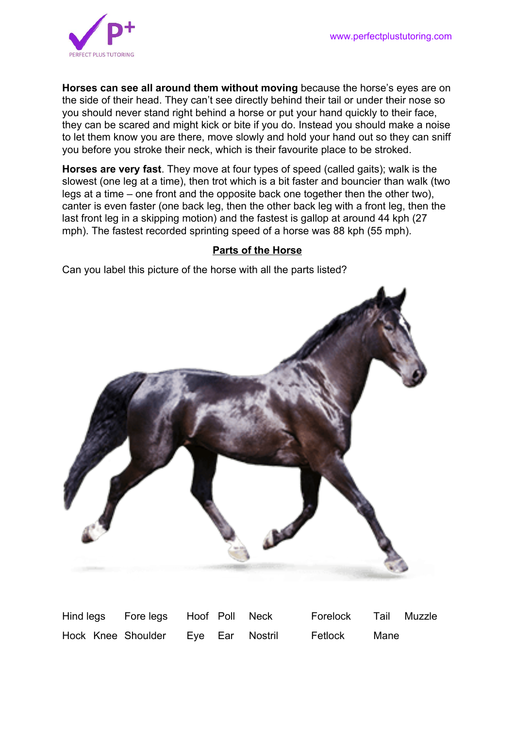**Horses can see all around them without moving** because the horse's eyes are on the side of their head. They can't see directly behind their tail or under their nose so you should never stand right behind a horse or put your hand quickly to their face, they can be scared and might kick or bite if you do. Instead you should make a noise to let them know you are there, move slowly and hold your hand out so they can sniff you before you stroke their neck, which is their favourite place to be stroked.

**Horses are very fast**. They move at four types of speed (called gaits); walk is the slowest (one leg at a time), then trot which is a bit faster and bouncier than walk (two legs at a time – one front and the opposite back one together then the other two), canter is even faster (one back leg, then the other back leg with a front leg, then the last front leg in a skipping motion) and the fastest is gallop at around 44 kph (27 mph). The fastest recorded sprinting speed of a horse was 88 kph (55 mph).

## Parts of the Horse

Can you label this picture of the horse with all the parts listed?

Hind legs    Fore legs    Hoof    Poll    Neck    Forelock    Tail    Muzzle

Hock    Knee    Shoulder    Eye    Ear    Nostril    Fetlock    Mane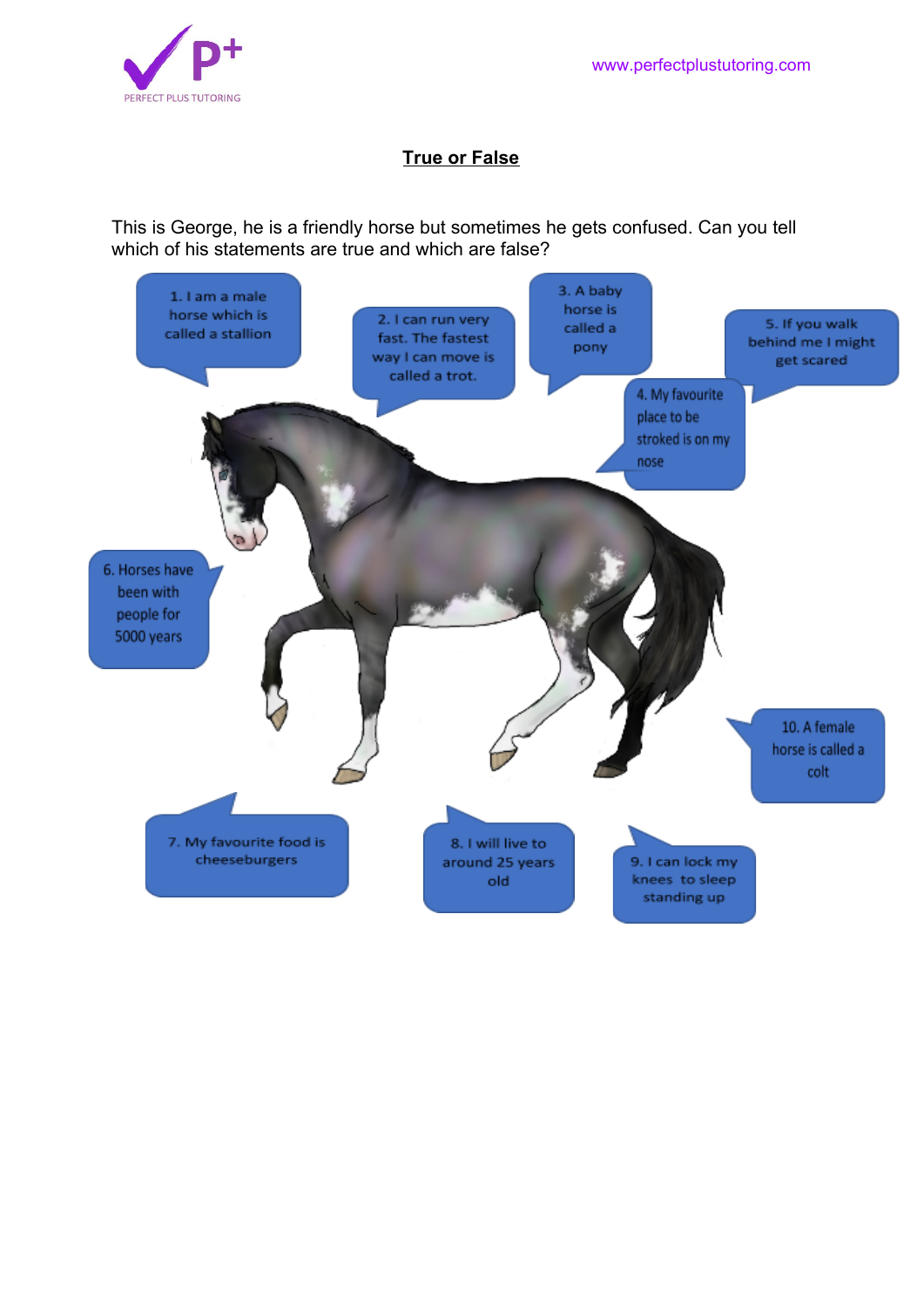## True or False

This is George, he is a friendly horse but sometimes he gets confused. Can you tell which of his statements are true and which are false?

1. I am a male horse which is called a stallion

2. I can run very fast. The fastest way I can move is called a trot.

3. A baby horse is called a pony

4. My favourite place to be stroked is on my nose

5. If you walk behind me I might get scared

6. Horses have been with people for 5000 years

7. My favourite food is cheeseburgers

8. I will live to around 25 years old

9. I can lock my knees to sleep standing up

10. A female horse is called a colt